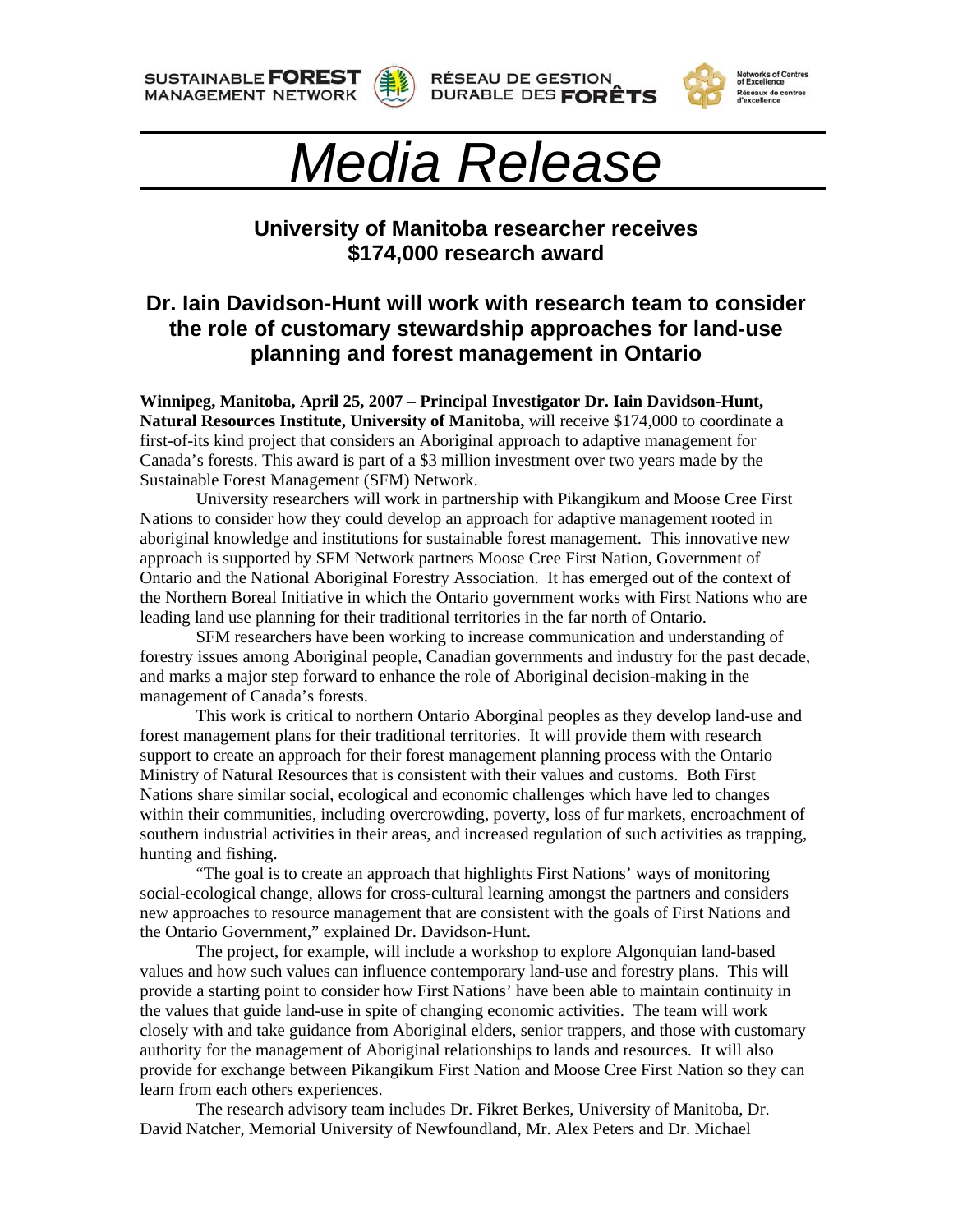SUSTAINABLE FOREST MANAGEMENT NETWORK — RÉSEAU DE GESTION DURABLE DES FORÊTS — Networks of Centres of Excellence / Réseaux de centres d'excellence

# *Media Release*

## University of Manitoba researcher receives $174,000 research award

## Dr. Iain Davidson-Hunt will work with research team to consider the role of customary stewardship approaches for land-use planning and forest management in Ontario

**Winnipeg, Manitoba, April 25, 2007 – Principal Investigator Dr. Iain Davidson-Hunt, Natural Resources Institute, University of Manitoba,** will receive $174,000 to coordinate a first-of-its kind project that considers an Aboriginal approach to adaptive management for Canada's forests. This award is part of a $3 million investment over two years made by the Sustainable Forest Management (SFM) Network.

University researchers will work in partnership with Pikangikum and Moose Cree First Nations to consider how they could develop an approach for adaptive management rooted in aboriginal knowledge and institutions for sustainable forest management. This innovative new approach is supported by SFM Network partners Moose Cree First Nation, Government of Ontario and the National Aboriginal Forestry Association. It has emerged out of the context of the Northern Boreal Initiative in which the Ontario government works with First Nations who are leading land use planning for their traditional territories in the far north of Ontario.

SFM researchers have been working to increase communication and understanding of forestry issues among Aboriginal people, Canadian governments and industry for the past decade, and marks a major step forward to enhance the role of Aboriginal decision-making in the management of Canada's forests.

This work is critical to northern Ontario Aborginal peoples as they develop land-use and forest management plans for their traditional territories. It will provide them with research support to create an approach for their forest management planning process with the Ontario Ministry of Natural Resources that is consistent with their values and customs. Both First Nations share similar social, ecological and economic challenges which have led to changes within their communities, including overcrowding, poverty, loss of fur markets, encroachment of southern industrial activities in their areas, and increased regulation of such activities as trapping, hunting and fishing.

"The goal is to create an approach that highlights First Nations' ways of monitoring social-ecological change, allows for cross-cultural learning amongst the partners and considers new approaches to resource management that are consistent with the goals of First Nations and the Ontario Government," explained Dr. Davidson-Hunt.

The project, for example, will include a workshop to explore Algonquian land-based values and how such values can influence contemporary land-use and forestry plans. This will provide a starting point to consider how First Nations' have been able to maintain continuity in the values that guide land-use in spite of changing economic activities. The team will work closely with and take guidance from Aboriginal elders, senior trappers, and those with customary authority for the management of Aboriginal relationships to lands and resources. It will also provide for exchange between Pikangikum First Nation and Moose Cree First Nation so they can learn from each others experiences.

The research advisory team includes Dr. Fikret Berkes, University of Manitoba, Dr. David Natcher, Memorial University of Newfoundland, Mr. Alex Peters and Dr. Michael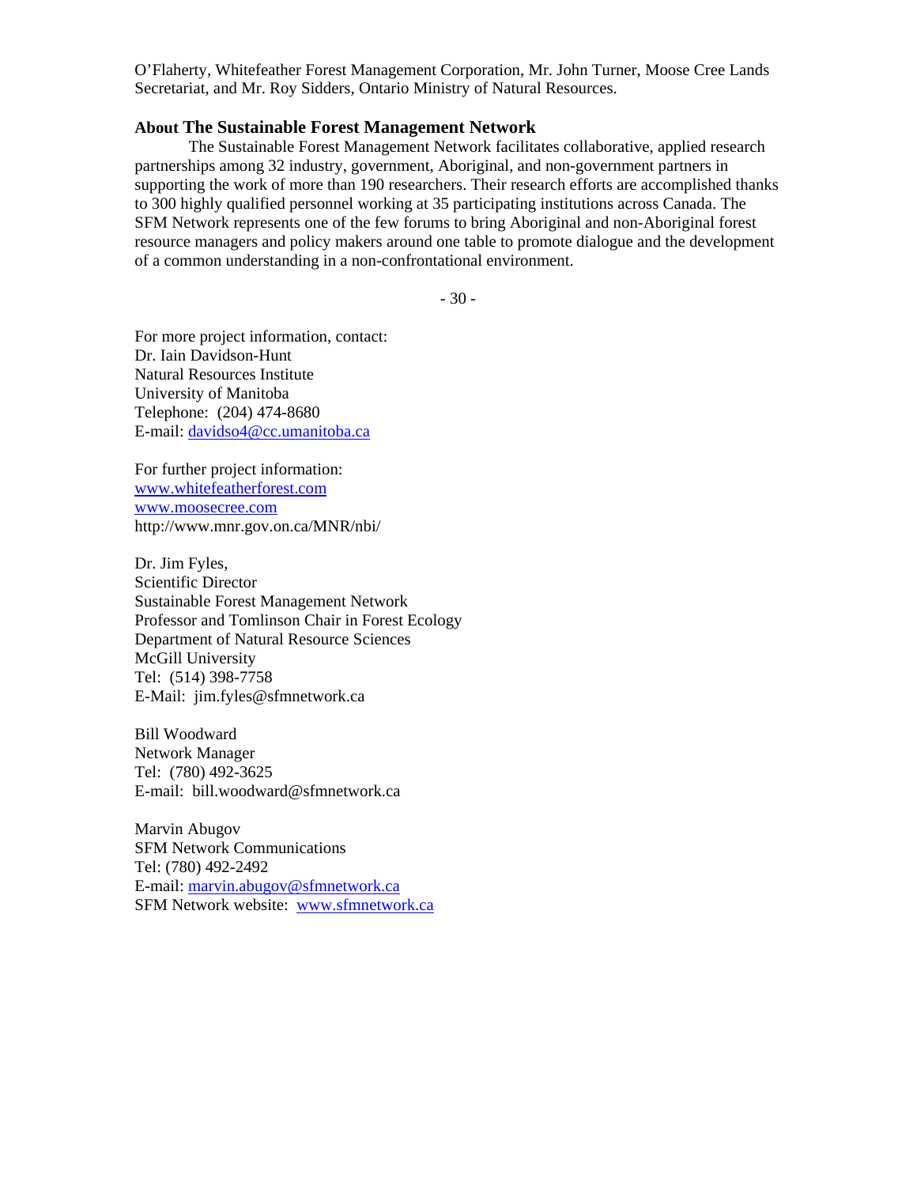O'Flaherty, Whitefeather Forest Management Corporation, Mr. John Turner, Moose Cree Lands Secretariat, and Mr. Roy Sidders, Ontario Ministry of Natural Resources.

### About The Sustainable Forest Management Network

The Sustainable Forest Management Network facilitates collaborative, applied research partnerships among 32 industry, government, Aboriginal, and non-government partners in supporting the work of more than 190 researchers. Their research efforts are accomplished thanks to 300 highly qualified personnel working at 35 participating institutions across Canada. The SFM Network represents one of the few forums to bring Aboriginal and non-Aboriginal forest resource managers and policy makers around one table to promote dialogue and the development of a common understanding in a non-confrontational environment.

- 30 -

For more project information, contact:
Dr. Iain Davidson-Hunt
Natural Resources Institute
University of Manitoba
Telephone: (204) 474-8680
E-mail: davidso4@cc.umanitoba.ca

For further project information:
www.whitefeatherforest.com
www.moosecree.com
http://www.mnr.gov.on.ca/MNR/nbi/

Dr. Jim Fyles,
Scientific Director
Sustainable Forest Management Network
Professor and Tomlinson Chair in Forest Ecology
Department of Natural Resource Sciences
McGill University
Tel: (514) 398-7758
E-Mail: jim.fyles@sfmnetwork.ca

Bill Woodward
Network Manager
Tel: (780) 492-3625
E-mail: bill.woodward@sfmnetwork.ca

Marvin Abugov
SFM Network Communications
Tel: (780) 492-2492
E-mail: marvin.abugov@sfmnetwork.ca
SFM Network website: www.sfmnetwork.ca